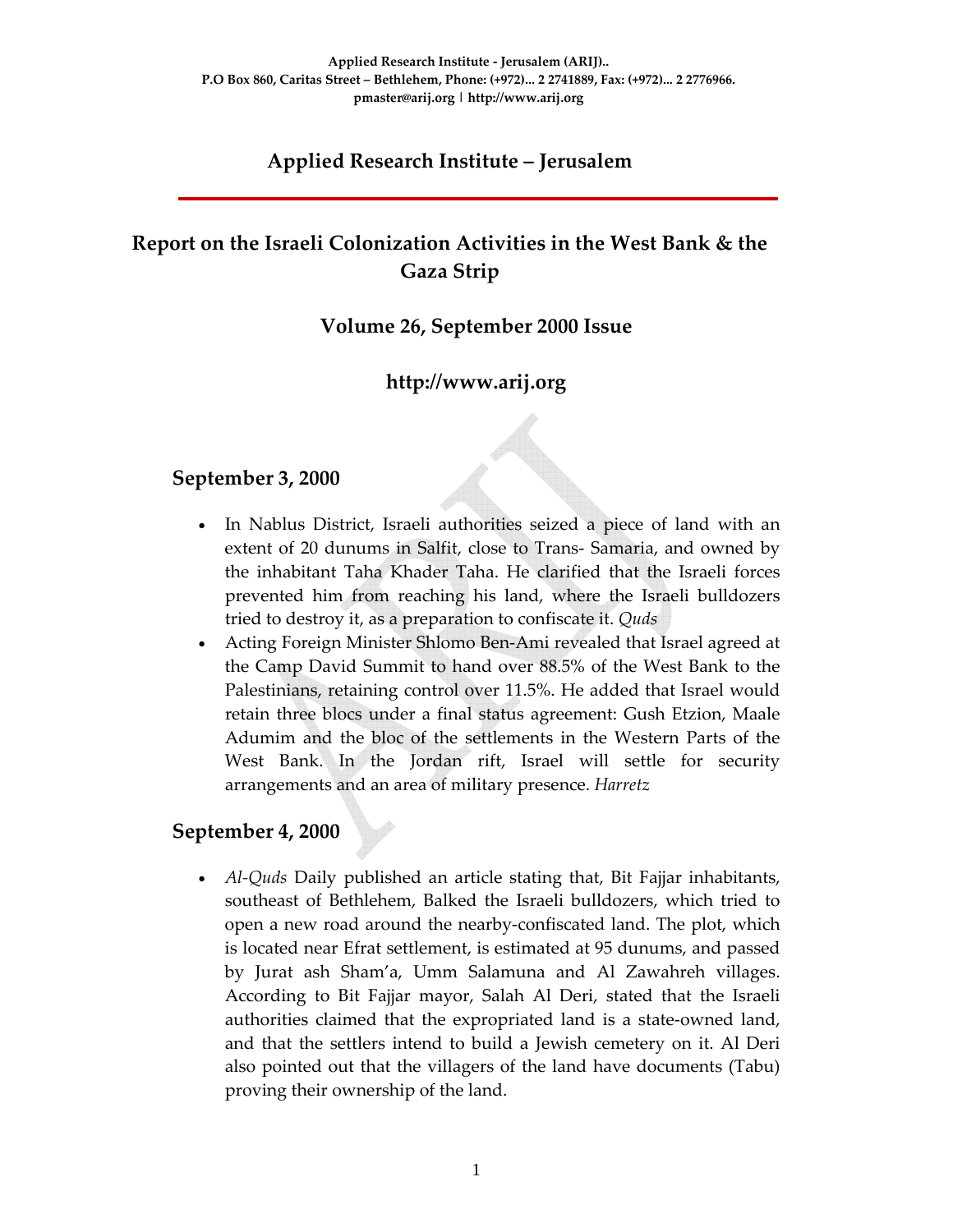**Applied Research Institute - Jerusalem (ARIJ)..**
**P.O Box 860, Caritas Street – Bethlehem, Phone: (+972)... 2 2741889, Fax: (+972)... 2 2776966.**
**pmaster@arij.org | http://www.arij.org**

## Applied Research Institute – Jerusalem

# Report on the Israeli Colonization Activities in the West Bank & the Gaza Strip

## Volume 26, September 2000 Issue

## http://www.arij.org

### September 3, 2000

- In Nablus District, Israeli authorities seized a piece of land with an extent of 20 dunums in Salfit, close to Trans- Samaria, and owned by the inhabitant Taha Khader Taha. He clarified that the Israeli forces prevented him from reaching his land, where the Israeli bulldozers tried to destroy it, as a preparation to confiscate it. *Quds*
- Acting Foreign Minister Shlomo Ben-Ami revealed that Israel agreed at the Camp David Summit to hand over 88.5% of the West Bank to the Palestinians, retaining control over 11.5%. He added that Israel would retain three blocs under a final status agreement: Gush Etzion, Maale Adumim and the bloc of the settlements in the Western Parts of the West Bank. In the Jordan rift, Israel will settle for security arrangements and an area of military presence. *Harretz*

### September 4, 2000

- *Al-Quds* Daily published an article stating that, Bit Fajjar inhabitants, southeast of Bethlehem, Balked the Israeli bulldozers, which tried to open a new road around the nearby-confiscated land. The plot, which is located near Efrat settlement, is estimated at 95 dunums, and passed by Jurat ash Sham'a, Umm Salamuna and Al Zawahreh villages. According to Bit Fajjar mayor, Salah Al Deri, stated that the Israeli authorities claimed that the expropriated land is a state-owned land, and that the settlers intend to build a Jewish cemetery on it. Al Deri also pointed out that the villagers of the land have documents (Tabu) proving their ownership of the land.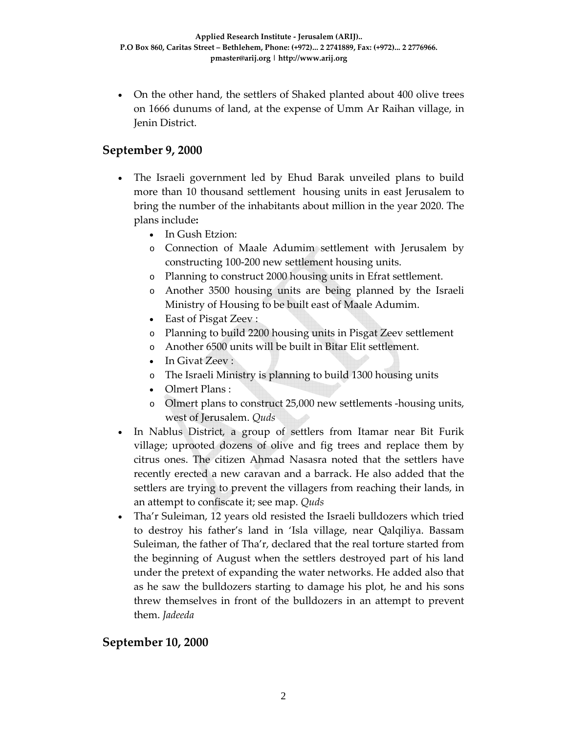- On the other hand, the settlers of Shaked planted about 400 olive trees on 1666 dunums of land, at the expense of Umm Ar Raihan village, in Jenin District.

## September 9, 2000

- The Israeli government led by Ehud Barak unveiled plans to build more than 10 thousand settlement housing units in east Jerusalem to bring the number of the inhabitants about million in the year 2020. The plans include**:**
  - In Gush Etzion:
    - Connection of Maale Adumim settlement with Jerusalem by constructing 100-200 new settlement housing units.
    - Planning to construct 2000 housing units in Efrat settlement.
    - Another 3500 housing units are being planned by the Israeli Ministry of Housing to be built east of Maale Adumim.
  - East of Pisgat Zeev :
    - Planning to build 2200 housing units in Pisgat Zeev settlement
    - Another 6500 units will be built in Bitar Elit settlement.
  - In Givat Zeev :
    - The Israeli Ministry is planning to build 1300 housing units
  - Olmert Plans :
    - Olmert plans to construct 25,000 new settlements -housing units, west of Jerusalem. *Quds*
- In Nablus District, a group of settlers from Itamar near Bit Furik village; uprooted dozens of olive and fig trees and replace them by citrus ones. The citizen Ahmad Nasasra noted that the settlers have recently erected a new caravan and a barrack. He also added that the settlers are trying to prevent the villagers from reaching their lands, in an attempt to confiscate it; see map. *Quds*
- Tha'r Suleiman, 12 years old resisted the Israeli bulldozers which tried to destroy his father's land in 'Isla village, near Qalqiliya. Bassam Suleiman, the father of Tha'r, declared that the real torture started from the beginning of August when the settlers destroyed part of his land under the pretext of expanding the water networks. He added also that as he saw the bulldozers starting to damage his plot, he and his sons threw themselves in front of the bulldozers in an attempt to prevent them. *Jadeeda*

## September 10, 2000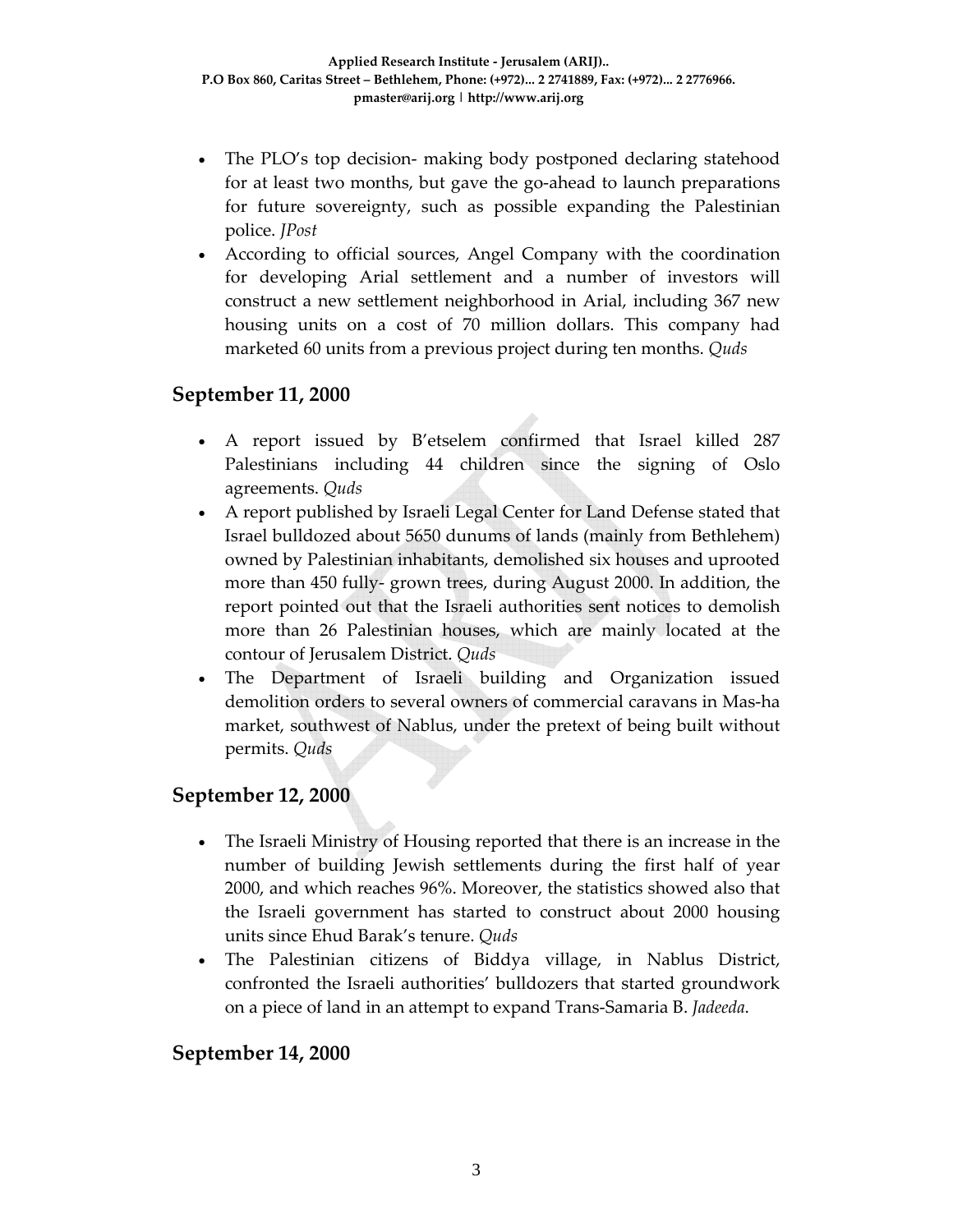- The PLO's top decision- making body postponed declaring statehood for at least two months, but gave the go-ahead to launch preparations for future sovereignty, such as possible expanding the Palestinian police. *JPost*
- According to official sources, Angel Company with the coordination for developing Arial settlement and a number of investors will construct a new settlement neighborhood in Arial, including 367 new housing units on a cost of 70 million dollars. This company had marketed 60 units from a previous project during ten months. *Quds*

## September 11, 2000

- A report issued by B'etselem confirmed that Israel killed 287 Palestinians including 44 children since the signing of Oslo agreements. *Quds*
- A report published by Israeli Legal Center for Land Defense stated that Israel bulldozed about 5650 dunums of lands (mainly from Bethlehem) owned by Palestinian inhabitants, demolished six houses and uprooted more than 450 fully- grown trees, during August 2000. In addition, the report pointed out that the Israeli authorities sent notices to demolish more than 26 Palestinian houses, which are mainly located at the contour of Jerusalem District. *Quds*
- The Department of Israeli building and Organization issued demolition orders to several owners of commercial caravans in Mas-ha market, southwest of Nablus, under the pretext of being built without permits. *Quds*

## September 12, 2000

- The Israeli Ministry of Housing reported that there is an increase in the number of building Jewish settlements during the first half of year 2000, and which reaches 96%. Moreover, the statistics showed also that the Israeli government has started to construct about 2000 housing units since Ehud Barak's tenure. *Quds*
- The Palestinian citizens of Biddya village, in Nablus District, confronted the Israeli authorities' bulldozers that started groundwork on a piece of land in an attempt to expand Trans-Samaria B. *Jadeeda*.

## September 14, 2000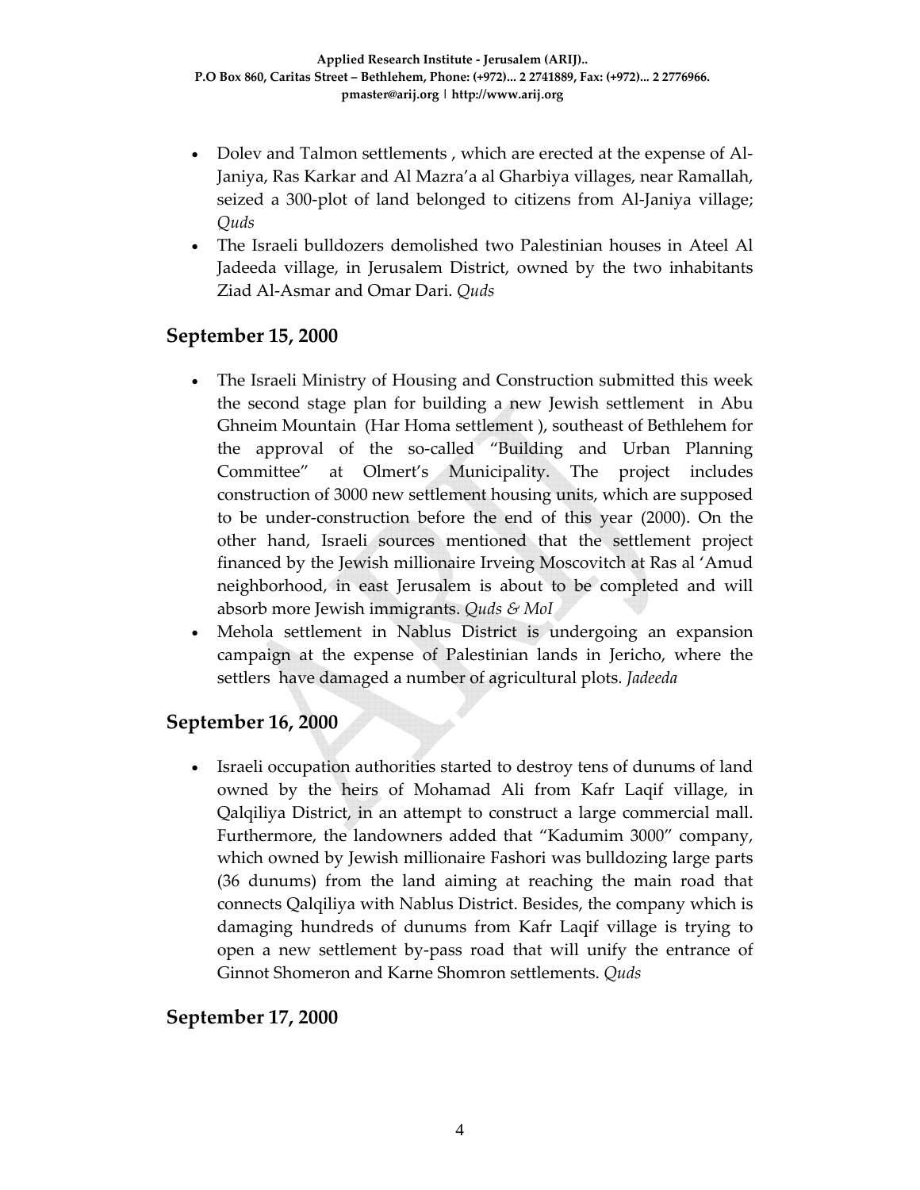- Dolev and Talmon settlements , which are erected at the expense of Al-Janiya, Ras Karkar and Al Mazra'a al Gharbiya villages, near Ramallah, seized a 300-plot of land belonged to citizens from Al-Janiya village; *Quds*
- The Israeli bulldozers demolished two Palestinian houses in Ateel Al Jadeeda village, in Jerusalem District, owned by the two inhabitants Ziad Al-Asmar and Omar Dari. *Quds*

## September 15, 2000

- The Israeli Ministry of Housing and Construction submitted this week the second stage plan for building a new Jewish settlement in Abu Ghneim Mountain (Har Homa settlement ), southeast of Bethlehem for the approval of the so-called "Building and Urban Planning Committee" at Olmert's Municipality. The project includes construction of 3000 new settlement housing units, which are supposed to be under-construction before the end of this year (2000). On the other hand, Israeli sources mentioned that the settlement project financed by the Jewish millionaire Irveing Moscovitch at Ras al 'Amud neighborhood, in east Jerusalem is about to be completed and will absorb more Jewish immigrants. *Quds & MoI*
- Mehola settlement in Nablus District is undergoing an expansion campaign at the expense of Palestinian lands in Jericho, where the settlers have damaged a number of agricultural plots. *Jadeeda*

## September 16, 2000

- Israeli occupation authorities started to destroy tens of dunums of land owned by the heirs of Mohamad Ali from Kafr Laqif village, in Qalqiliya District, in an attempt to construct a large commercial mall. Furthermore, the landowners added that "Kadumim 3000" company, which owned by Jewish millionaire Fashori was bulldozing large parts (36 dunums) from the land aiming at reaching the main road that connects Qalqiliya with Nablus District. Besides, the company which is damaging hundreds of dunums from Kafr Laqif village is trying to open a new settlement by-pass road that will unify the entrance of Ginnot Shomeron and Karne Shomron settlements. *Quds*

## September 17, 2000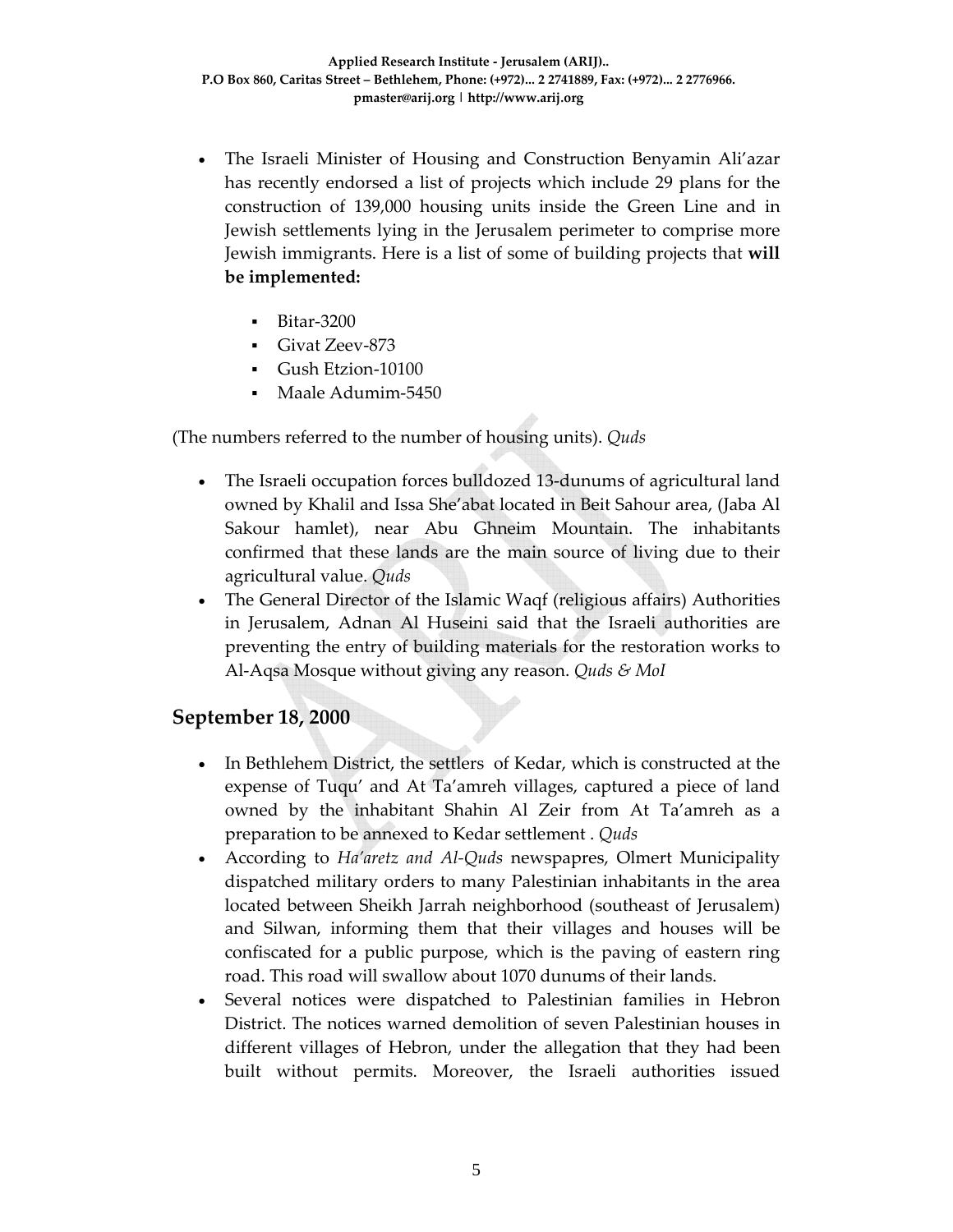- The Israeli Minister of Housing and Construction Benyamin Ali'azar has recently endorsed a list of projects which include 29 plans for the construction of 139,000 housing units inside the Green Line and in Jewish settlements lying in the Jerusalem perimeter to comprise more Jewish immigrants. Here is a list of some of building projects that **will be implemented:**
    - Bitar-3200
    - Givat Zeev-873
    - Gush Etzion-10100
    - Maale Adumim-5450

(The numbers referred to the number of housing units). *Quds*

- The Israeli occupation forces bulldozed 13-dunums of agricultural land owned by Khalil and Issa She'abat located in Beit Sahour area, (Jaba Al Sakour hamlet), near Abu Ghneim Mountain. The inhabitants confirmed that these lands are the main source of living due to their agricultural value. *Quds*
- The General Director of the Islamic Waqf (religious affairs) Authorities in Jerusalem, Adnan Al Huseini said that the Israeli authorities are preventing the entry of building materials for the restoration works to Al-Aqsa Mosque without giving any reason. *Quds & MoI*

## September 18, 2000

- In Bethlehem District, the settlers of Kedar, which is constructed at the expense of Tuqu' and At Ta'amreh villages, captured a piece of land owned by the inhabitant Shahin Al Zeir from At Ta'amreh as a preparation to be annexed to Kedar settlement . *Quds*
- According to *Ha'aretz and Al-Quds* newspapres, Olmert Municipality dispatched military orders to many Palestinian inhabitants in the area located between Sheikh Jarrah neighborhood (southeast of Jerusalem) and Silwan, informing them that their villages and houses will be confiscated for a public purpose, which is the paving of eastern ring road. This road will swallow about 1070 dunums of their lands.
- Several notices were dispatched to Palestinian families in Hebron District. The notices warned demolition of seven Palestinian houses in different villages of Hebron, under the allegation that they had been built without permits. Moreover, the Israeli authorities issued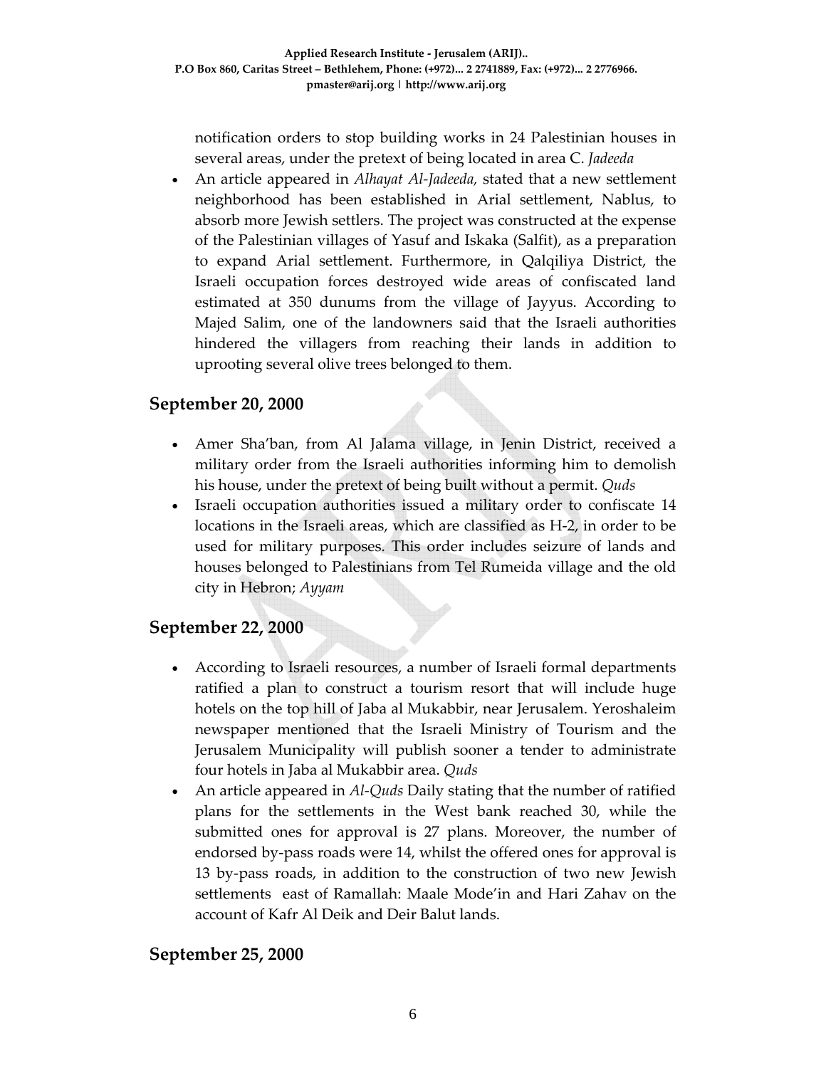notification orders to stop building works in 24 Palestinian houses in several areas, under the pretext of being located in area C. *Jadeeda*

- An article appeared in *Alhayat Al-Jadeeda,* stated that a new settlement neighborhood has been established in Arial settlement, Nablus, to absorb more Jewish settlers. The project was constructed at the expense of the Palestinian villages of Yasuf and Iskaka (Salfit), as a preparation to expand Arial settlement. Furthermore, in Qalqiliya District, the Israeli occupation forces destroyed wide areas of confiscated land estimated at 350 dunums from the village of Jayyus. According to Majed Salim, one of the landowners said that the Israeli authorities hindered the villagers from reaching their lands in addition to uprooting several olive trees belonged to them.

## September 20, 2000

- Amer Sha'ban, from Al Jalama village, in Jenin District, received a military order from the Israeli authorities informing him to demolish his house, under the pretext of being built without a permit. *Quds*
- Israeli occupation authorities issued a military order to confiscate 14 locations in the Israeli areas, which are classified as H-2, in order to be used for military purposes. This order includes seizure of lands and houses belonged to Palestinians from Tel Rumeida village and the old city in Hebron; *Ayyam*

## September 22, 2000

- According to Israeli resources, a number of Israeli formal departments ratified a plan to construct a tourism resort that will include huge hotels on the top hill of Jaba al Mukabbir, near Jerusalem. Yeroshaleim newspaper mentioned that the Israeli Ministry of Tourism and the Jerusalem Municipality will publish sooner a tender to administrate four hotels in Jaba al Mukabbir area. *Quds*
- An article appeared in *Al-Quds* Daily stating that the number of ratified plans for the settlements in the West bank reached 30, while the submitted ones for approval is 27 plans. Moreover, the number of endorsed by-pass roads were 14, whilst the offered ones for approval is 13 by-pass roads, in addition to the construction of two new Jewish settlements east of Ramallah: Maale Mode'in and Hari Zahav on the account of Kafr Al Deik and Deir Balut lands.

## September 25, 2000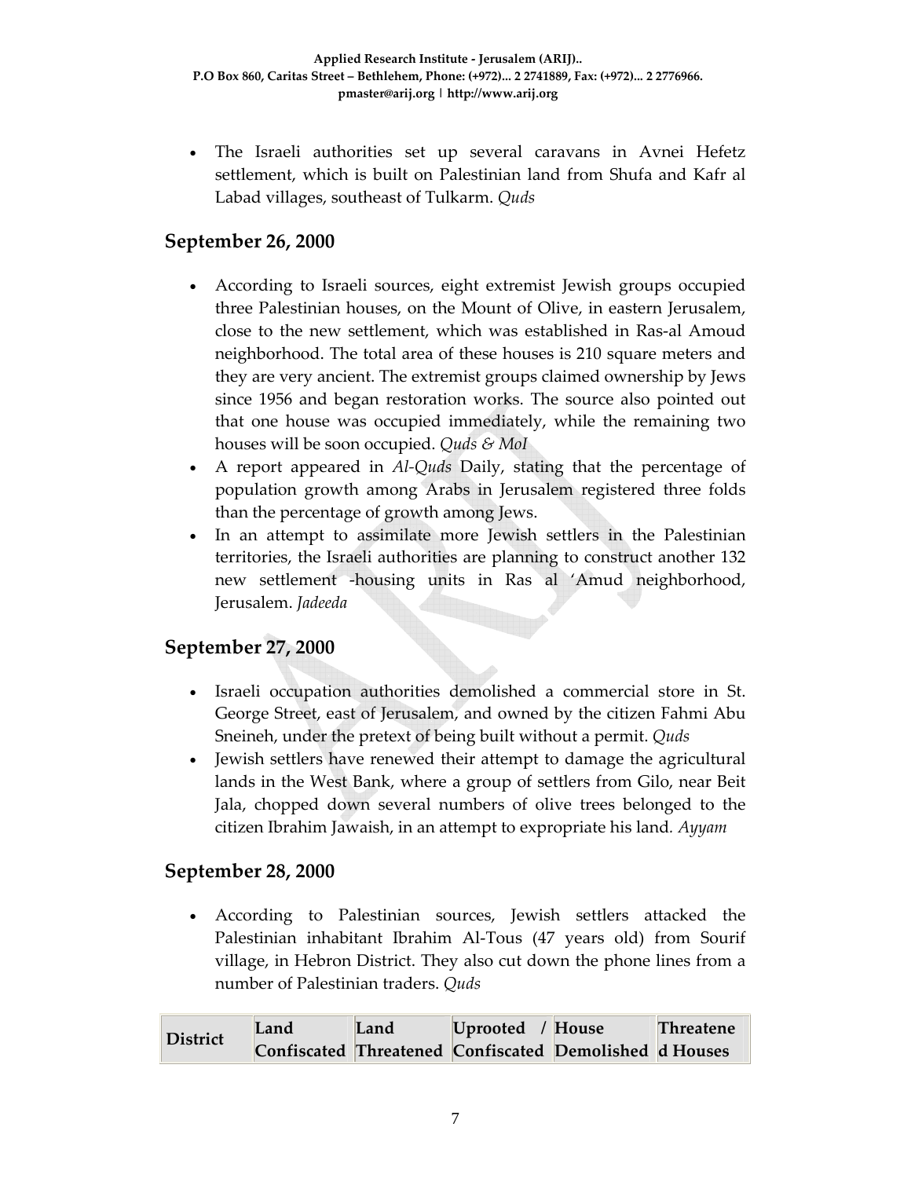- The Israeli authorities set up several caravans in Avnei Hefetz settlement, which is built on Palestinian land from Shufa and Kafr al Labad villages, southeast of Tulkarm. *Quds*

## September 26, 2000

- According to Israeli sources, eight extremist Jewish groups occupied three Palestinian houses, on the Mount of Olive, in eastern Jerusalem, close to the new settlement, which was established in Ras-al Amoud neighborhood. The total area of these houses is 210 square meters and they are very ancient. The extremist groups claimed ownership by Jews since 1956 and began restoration works. The source also pointed out that one house was occupied immediately, while the remaining two houses will be soon occupied. *Quds & MoI*
- A report appeared in *Al-Quds* Daily, stating that the percentage of population growth among Arabs in Jerusalem registered three folds than the percentage of growth among Jews.
- In an attempt to assimilate more Jewish settlers in the Palestinian territories, the Israeli authorities are planning to construct another 132 new settlement -housing units in Ras al 'Amud neighborhood, Jerusalem. *Jadeeda*

## September 27, 2000

- Israeli occupation authorities demolished a commercial store in St. George Street, east of Jerusalem, and owned by the citizen Fahmi Abu Sneineh, under the pretext of being built without a permit. *Quds*
- Jewish settlers have renewed their attempt to damage the agricultural lands in the West Bank, where a group of settlers from Gilo, near Beit Jala, chopped down several numbers of olive trees belonged to the citizen Ibrahim Jawaish, in an attempt to expropriate his land. *Ayyam*

## September 28, 2000

- According to Palestinian sources, Jewish settlers attacked the Palestinian inhabitant Ibrahim Al-Tous (47 years old) from Sourif village, in Hebron District. They also cut down the phone lines from a number of Palestinian traders. *Quds*

| District | Land Confiscated | Land Threatened | Uprooted / Confiscated | House Demolished | Threatened Houses |
|---|---|---|---|---|---|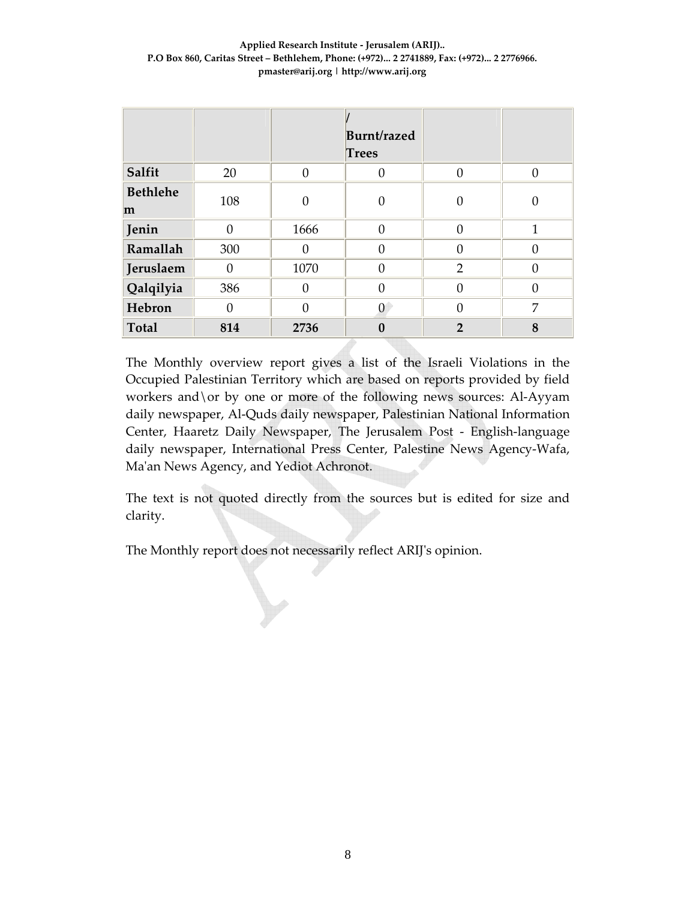| | | | / Burnt/razed Trees | | |
|---|---|---|---|---|---|
| **Salfit** | 20 | 0 | 0 | 0 | 0 |
| **Bethlehem** | 108 | 0 | 0 | 0 | 0 |
| **Jenin** | 0 | 1666 | 0 | 0 | 1 |
| **Ramallah** | 300 | 0 | 0 | 0 | 0 |
| **Jeruslaem** | 0 | 1070 | 0 | 2 | 0 |
| **Qalqilyia** | 386 | 0 | 0 | 0 | 0 |
| **Hebron** | 0 | 0 | 0 | 0 | 7 |
| **Total** | **814** | **2736** | **0** | **2** | **8** |

The Monthly overview report gives a list of the Israeli Violations in the Occupied Palestinian Territory which are based on reports provided by field workers and\or by one or more of the following news sources: Al-Ayyam daily newspaper, Al-Quds daily newspaper, Palestinian National Information Center, Haaretz Daily Newspaper, The Jerusalem Post - English-language daily newspaper, International Press Center, Palestine News Agency-Wafa, Ma'an News Agency, and Yediot Achronot.

The text is not quoted directly from the sources but is edited for size and clarity.

The Monthly report does not necessarily reflect ARIJ's opinion.